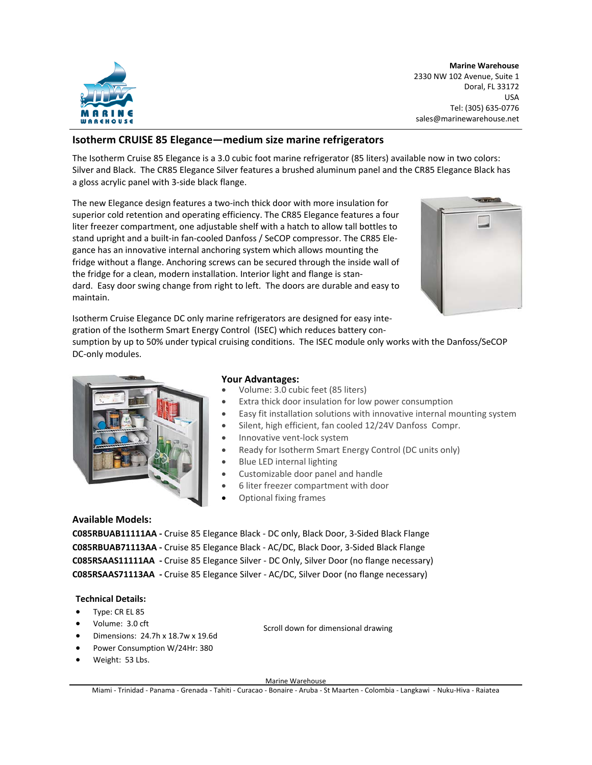**Marine Warehouse**
2330 NW 102 Avenue, Suite 1
Doral, FL 33172
USA
Tel: (305) 635-0776
sales@marinewarehouse.net

## Isotherm CRUISE 85 Elegance—medium size marine refrigerators

The Isotherm Cruise 85 Elegance is a 3.0 cubic foot marine refrigerator (85 liters) available now in two colors: Silver and Black. The CR85 Elegance Silver features a brushed aluminum panel and the CR85 Elegance Black has a gloss acrylic panel with 3-side black flange.

The new Elegance design features a two-inch thick door with more insulation for superior cold retention and operating efficiency. The CR85 Elegance features a four liter freezer compartment, one adjustable shelf with a hatch to allow tall bottles to stand upright and a built-in fan-cooled Danfoss / SeCOP compressor. The CR85 Elegance has an innovative internal anchoring system which allows mounting the fridge without a flange. Anchoring screws can be secured through the inside wall of the fridge for a clean, modern installation. Interior light and flange is standard. Easy door swing change from right to left. The doors are durable and easy to maintain.

Isotherm Cruise Elegance DC only marine refrigerators are designed for easy integration of the Isotherm Smart Energy Control (ISEC) which reduces battery consumption by up to 50% under typical cruising conditions. The ISEC module only works with the Danfoss/SeCOP DC-only modules.

### Your Advantages:

- Volume: 3.0 cubic feet (85 liters)
- Extra thick door insulation for low power consumption
- Easy fit installation solutions with innovative internal mounting system
- Silent, high efficient, fan cooled 12/24V Danfoss Compr.
- Innovative vent-lock system
- Ready for Isotherm Smart Energy Control (DC units only)
- Blue LED internal lighting
- Customizable door panel and handle
- 6 liter freezer compartment with door
- Optional fixing frames

### Available Models:

**C085RBUAB11111AA -** Cruise 85 Elegance Black - DC only, Black Door, 3-Sided Black Flange
**C085RBUAB71113AA -** Cruise 85 Elegance Black - AC/DC, Black Door, 3-Sided Black Flange
**C085RSAAS11111AA -** Cruise 85 Elegance Silver - DC Only, Silver Door (no flange necessary)
**C085RSAAS71113AA -** Cruise 85 Elegance Silver - AC/DC, Silver Door (no flange necessary)

### Technical Details:

- Type: CR EL 85
- Volume: 3.0 cft
- Dimensions: 24.7h x 18.7w x 19.6d
- Power Consumption W/24Hr: 380
- Weight: 53 Lbs.

Scroll down for dimensional drawing

Marine Warehouse
Miami - Trinidad - Panama - Grenada - Tahiti - Curacao - Bonaire - Aruba - St Maarten - Colombia - Langkawi - Nuku-Hiva - Raiatea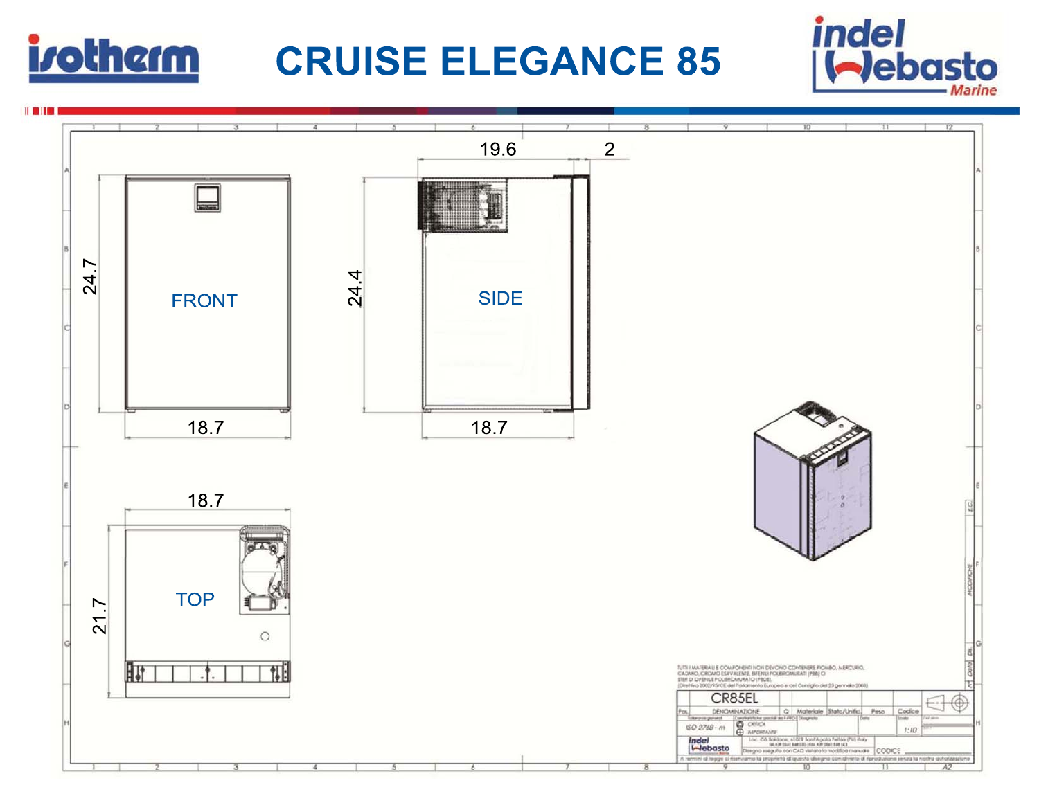# CRUISE ELEGANCE 85

FRONT

24.7

18.7

SIDE

19.6

2

24.4

18.7

TOP

18.7

21.7

TUTTI I MATERIALI E COMPONENTI NON DEVONO CONTENERE PIOMBO, MERCURIO, CADMIO, CROMO ESAVALENTE, BIFENILI POLIBROMURATI (PBB) O ETERI DI DIFENILE POLIBROMURATO (PBDE). (Direttiva 2002/95/CE del Parlamento Europeo e del Consiglio del 23 gennaio 2003)

CR85EL

Pos. | DENOMINAZIONE | Q | Materiale | Stato/Unific. | Peso | Codice

ISO 2768 - m

1:10

CRITICA

IMPORTANTE

CODICE

A2